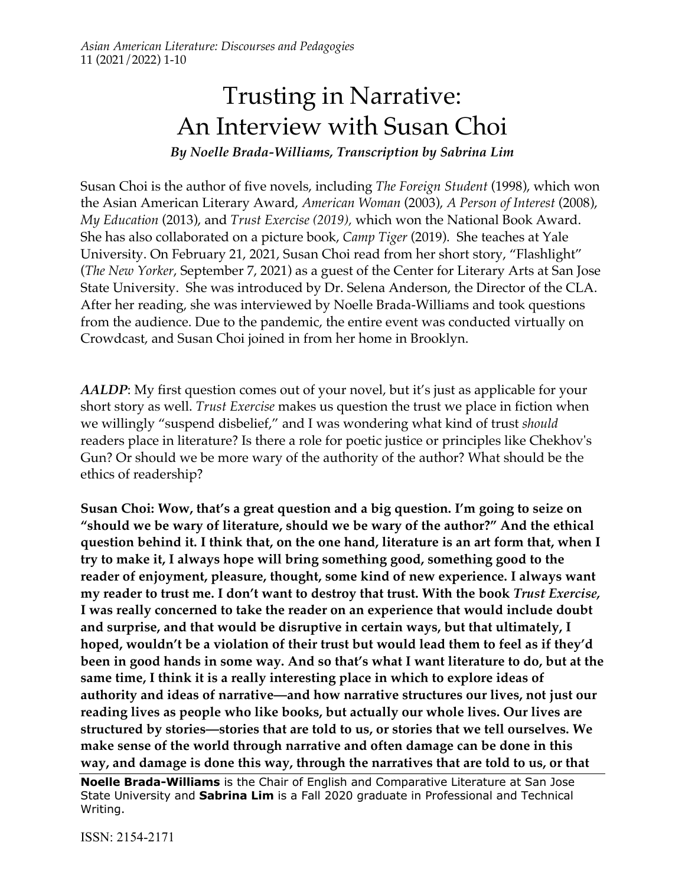# Trusting in Narrative: An Interview with Susan Choi

***By Noelle Brada-Williams, Transcription by Sabrina Lim***

Susan Choi is the author of five novels, including *The Foreign Student* (1998), which won the Asian American Literary Award, *American Woman* (2003), *A Person of Interest* (2008), *My Education* (2013), and *Trust Exercise (2019),* which won the National Book Award. She has also collaborated on a picture book, *Camp Tiger* (2019). She teaches at Yale University. On February 21, 2021, Susan Choi read from her short story, "Flashlight" (*The New Yorker*, September 7, 2021) as a guest of the Center for Literary Arts at San Jose State University. She was introduced by Dr. Selena Anderson, the Director of the CLA. After her reading, she was interviewed by Noelle Brada-Williams and took questions from the audience. Due to the pandemic, the entire event was conducted virtually on Crowdcast, and Susan Choi joined in from her home in Brooklyn.

***AALDP***: My first question comes out of your novel, but it's just as applicable for your short story as well. *Trust Exercise* makes us question the trust we place in fiction when we willingly "suspend disbelief," and I was wondering what kind of trust *should* readers place in literature? Is there a role for poetic justice or principles like Chekhov's Gun? Or should we be more wary of the authority of the author? What should be the ethics of readership?

**Susan Choi: Wow, that's a great question and a big question. I'm going to seize on "should we be wary of literature, should we be wary of the author?" And the ethical question behind it. I think that, on the one hand, literature is an art form that, when I try to make it, I always hope will bring something good, something good to the reader of enjoyment, pleasure, thought, some kind of new experience. I always want my reader to trust me. I don't want to destroy that trust. With the book *Trust Exercise,* I was really concerned to take the reader on an experience that would include doubt and surprise, and that would be disruptive in certain ways, but that ultimately, I hoped, wouldn't be a violation of their trust but would lead them to feel as if they'd been in good hands in some way. And so that's what I want literature to do, but at the same time, I think it is a really interesting place in which to explore ideas of authority and ideas of narrative—and how narrative structures our lives, not just our reading lives as people who like books, but actually our whole lives. Our lives are structured by stories—stories that are told to us, or stories that we tell ourselves. We make sense of the world through narrative and often damage can be done in this way, and damage is done this way, through the narratives that are told to us, or that**

---

**Noelle Brada-Williams** is the Chair of English and Comparative Literature at San Jose State University and **Sabrina Lim** is a Fall 2020 graduate in Professional and Technical Writing.

ISSN: 2154-2171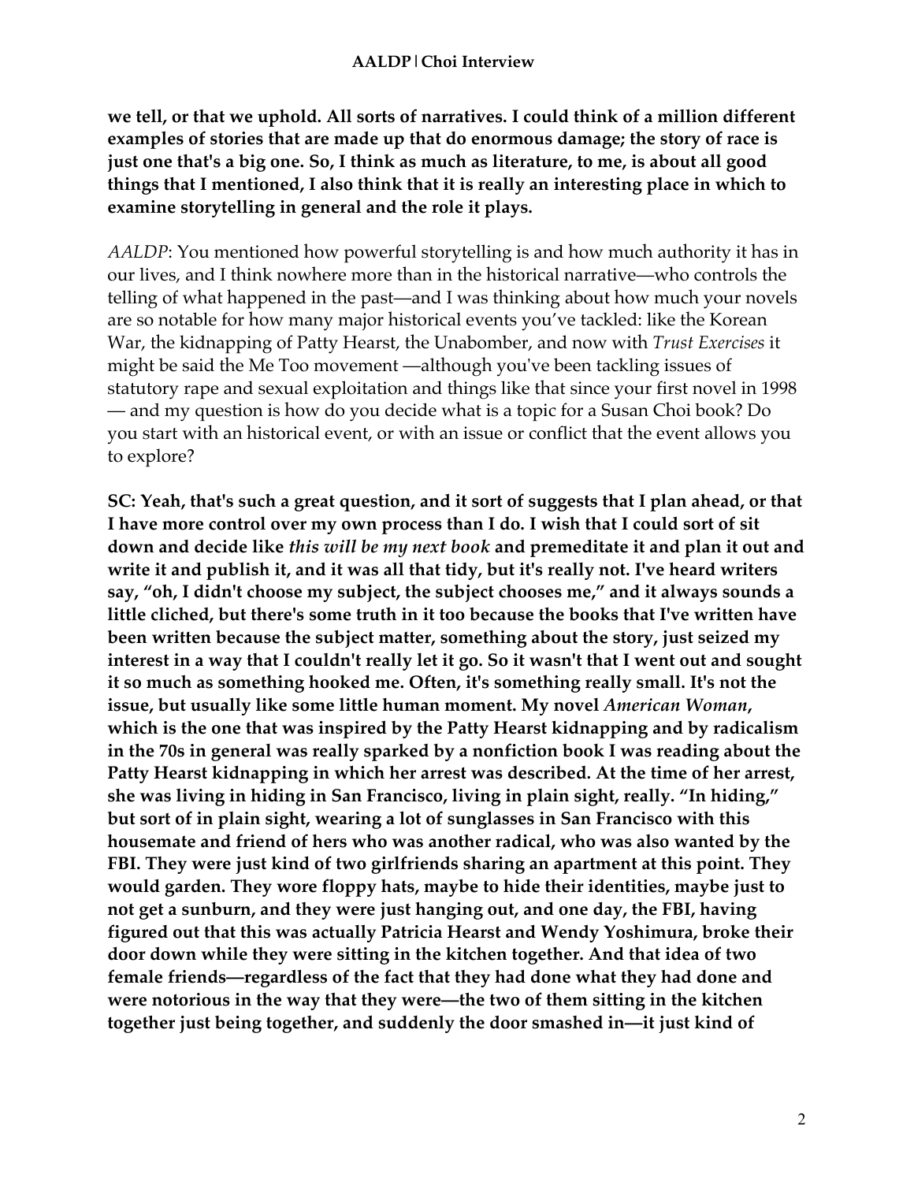**we tell, or that we uphold. All sorts of narratives. I could think of a million different examples of stories that are made up that do enormous damage; the story of race is just one that's a big one. So, I think as much as literature, to me, is about all good things that I mentioned, I also think that it is really an interesting place in which to examine storytelling in general and the role it plays.**

*AALDP*: You mentioned how powerful storytelling is and how much authority it has in our lives, and I think nowhere more than in the historical narrative—who controls the telling of what happened in the past—and I was thinking about how much your novels are so notable for how many major historical events you've tackled: like the Korean War, the kidnapping of Patty Hearst, the Unabomber, and now with *Trust Exercises* it might be said the Me Too movement —although you've been tackling issues of statutory rape and sexual exploitation and things like that since your first novel in 1998 — and my question is how do you decide what is a topic for a Susan Choi book? Do you start with an historical event, or with an issue or conflict that the event allows you to explore?

**SC: Yeah, that's such a great question, and it sort of suggests that I plan ahead, or that I have more control over my own process than I do. I wish that I could sort of sit down and decide like *this will be my next book* and premeditate it and plan it out and write it and publish it, and it was all that tidy, but it's really not. I've heard writers say, "oh, I didn't choose my subject, the subject chooses me," and it always sounds a little cliched, but there's some truth in it too because the books that I've written have been written because the subject matter, something about the story, just seized my interest in a way that I couldn't really let it go. So it wasn't that I went out and sought it so much as something hooked me. Often, it's something really small. It's not the issue, but usually like some little human moment. My novel *American Woman*, which is the one that was inspired by the Patty Hearst kidnapping and by radicalism in the 70s in general was really sparked by a nonfiction book I was reading about the Patty Hearst kidnapping in which her arrest was described. At the time of her arrest, she was living in hiding in San Francisco, living in plain sight, really. "In hiding," but sort of in plain sight, wearing a lot of sunglasses in San Francisco with this housemate and friend of hers who was another radical, who was also wanted by the FBI. They were just kind of two girlfriends sharing an apartment at this point. They would garden. They wore floppy hats, maybe to hide their identities, maybe just to not get a sunburn, and they were just hanging out, and one day, the FBI, having figured out that this was actually Patricia Hearst and Wendy Yoshimura, broke their door down while they were sitting in the kitchen together. And that idea of two female friends—regardless of the fact that they had done what they had done and were notorious in the way that they were—the two of them sitting in the kitchen together just being together, and suddenly the door smashed in—it just kind of**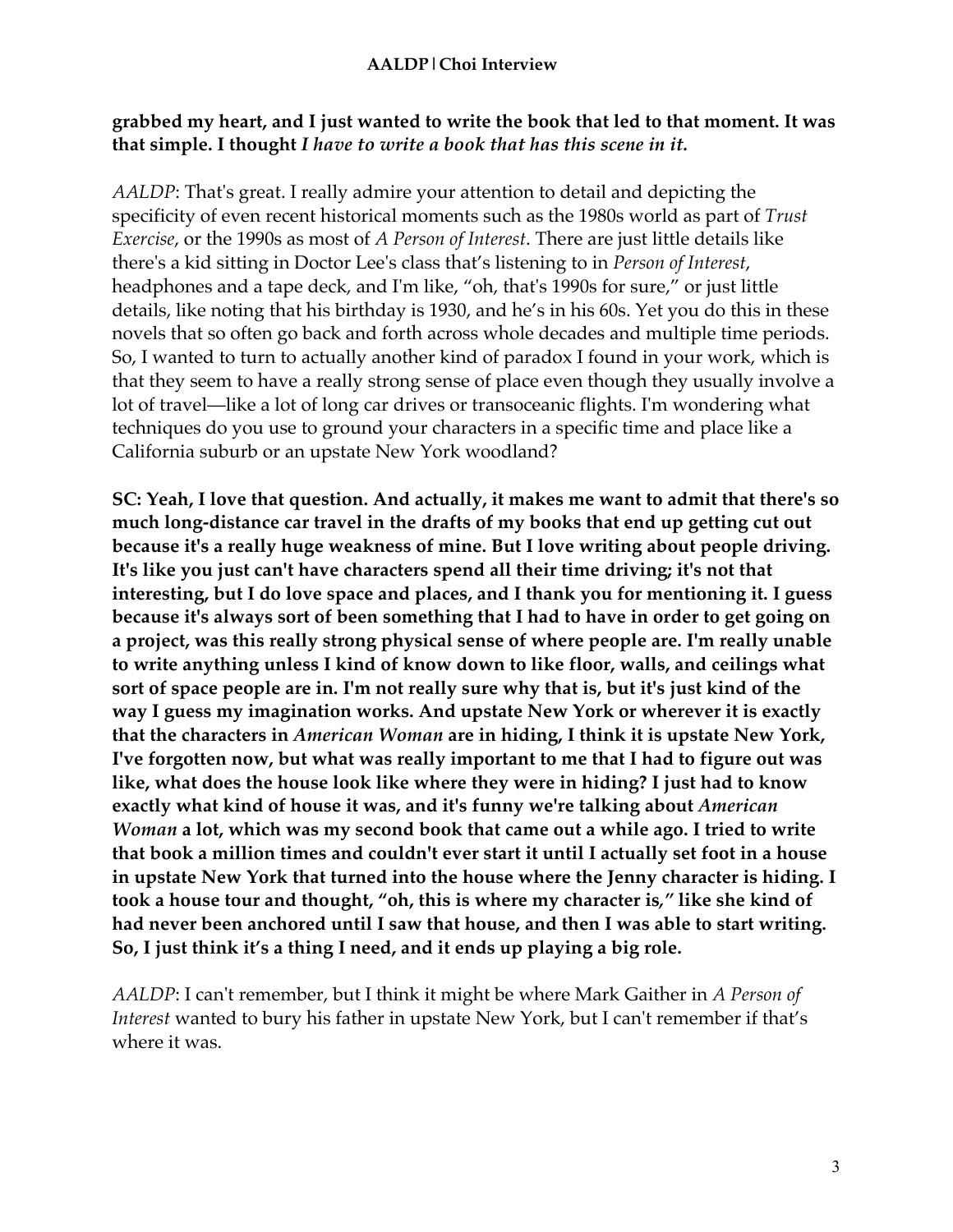**grabbed my heart, and I just wanted to write the book that led to that moment. It was that simple. I thought *I have to write a book that has this scene in it.***

*AALDP*: That's great. I really admire your attention to detail and depicting the specificity of even recent historical moments such as the 1980s world as part of *Trust Exercise*, or the 1990s as most of *A Person of Interest*. There are just little details like there's a kid sitting in Doctor Lee's class that's listening to in *Person of Interest*, headphones and a tape deck, and I'm like, "oh, that's 1990s for sure," or just little details, like noting that his birthday is 1930, and he's in his 60s. Yet you do this in these novels that so often go back and forth across whole decades and multiple time periods. So, I wanted to turn to actually another kind of paradox I found in your work, which is that they seem to have a really strong sense of place even though they usually involve a lot of travel—like a lot of long car drives or transoceanic flights. I'm wondering what techniques do you use to ground your characters in a specific time and place like a California suburb or an upstate New York woodland?

**SC: Yeah, I love that question. And actually, it makes me want to admit that there's so much long-distance car travel in the drafts of my books that end up getting cut out because it's a really huge weakness of mine. But I love writing about people driving. It's like you just can't have characters spend all their time driving; it's not that interesting, but I do love space and places, and I thank you for mentioning it. I guess because it's always sort of been something that I had to have in order to get going on a project, was this really strong physical sense of where people are. I'm really unable to write anything unless I kind of know down to like floor, walls, and ceilings what sort of space people are in. I'm not really sure why that is, but it's just kind of the way I guess my imagination works. And upstate New York or wherever it is exactly that the characters in *American Woman* are in hiding, I think it is upstate New York, I've forgotten now, but what was really important to me that I had to figure out was like, what does the house look like where they were in hiding? I just had to know exactly what kind of house it was, and it's funny we're talking about *American Woman* a lot, which was my second book that came out a while ago. I tried to write that book a million times and couldn't ever start it until I actually set foot in a house in upstate New York that turned into the house where the Jenny character is hiding. I took a house tour and thought, "oh, this is where my character is," like she kind of had never been anchored until I saw that house, and then I was able to start writing. So, I just think it's a thing I need, and it ends up playing a big role.**

*AALDP*: I can't remember, but I think it might be where Mark Gaither in *A Person of Interest* wanted to bury his father in upstate New York, but I can't remember if that's where it was.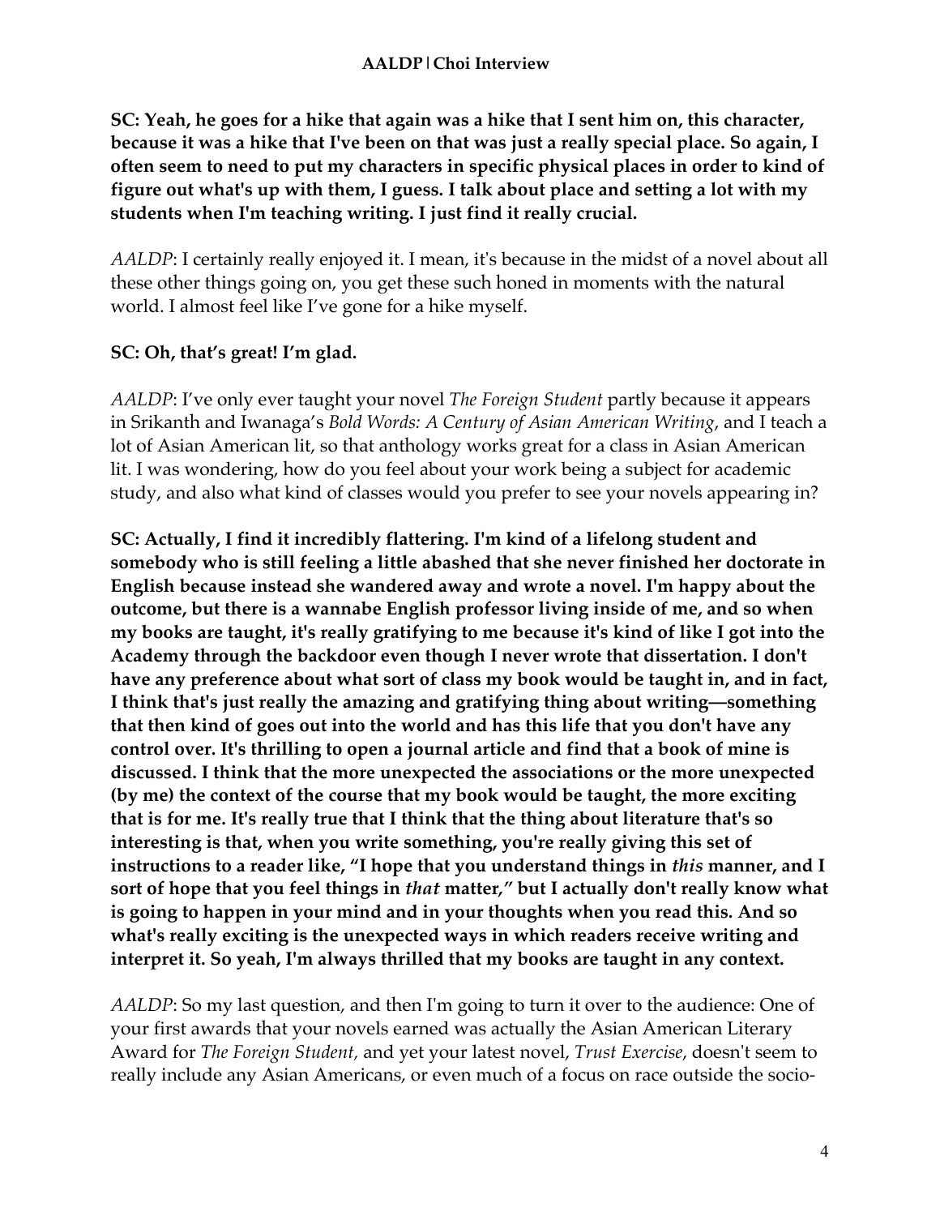**SC: Yeah, he goes for a hike that again was a hike that I sent him on, this character, because it was a hike that I've been on that was just a really special place. So again, I often seem to need to put my characters in specific physical places in order to kind of figure out what's up with them, I guess. I talk about place and setting a lot with my students when I'm teaching writing. I just find it really crucial.**

*AALDP*: I certainly really enjoyed it. I mean, it's because in the midst of a novel about all these other things going on, you get these such honed in moments with the natural world. I almost feel like I've gone for a hike myself.

**SC: Oh, that's great! I'm glad.**

*AALDP*: I've only ever taught your novel *The Foreign Student* partly because it appears in Srikanth and Iwanaga's *Bold Words: A Century of Asian American Writing*, and I teach a lot of Asian American lit, so that anthology works great for a class in Asian American lit. I was wondering, how do you feel about your work being a subject for academic study, and also what kind of classes would you prefer to see your novels appearing in?

**SC: Actually, I find it incredibly flattering. I'm kind of a lifelong student and somebody who is still feeling a little abashed that she never finished her doctorate in English because instead she wandered away and wrote a novel. I'm happy about the outcome, but there is a wannabe English professor living inside of me, and so when my books are taught, it's really gratifying to me because it's kind of like I got into the Academy through the backdoor even though I never wrote that dissertation. I don't have any preference about what sort of class my book would be taught in, and in fact, I think that's just really the amazing and gratifying thing about writing—something that then kind of goes out into the world and has this life that you don't have any control over. It's thrilling to open a journal article and find that a book of mine is discussed. I think that the more unexpected the associations or the more unexpected (by me) the context of the course that my book would be taught, the more exciting that is for me. It's really true that I think that the thing about literature that's so interesting is that, when you write something, you're really giving this set of instructions to a reader like, "I hope that you understand things in *this* manner, and I sort of hope that you feel things in *that* matter," but I actually don't really know what is going to happen in your mind and in your thoughts when you read this. And so what's really exciting is the unexpected ways in which readers receive writing and interpret it. So yeah, I'm always thrilled that my books are taught in any context.**

*AALDP*: So my last question, and then I'm going to turn it over to the audience: One of your first awards that your novels earned was actually the Asian American Literary Award for *The Foreign Student,* and yet your latest novel, *Trust Exercise*, doesn't seem to really include any Asian Americans, or even much of a focus on race outside the socio-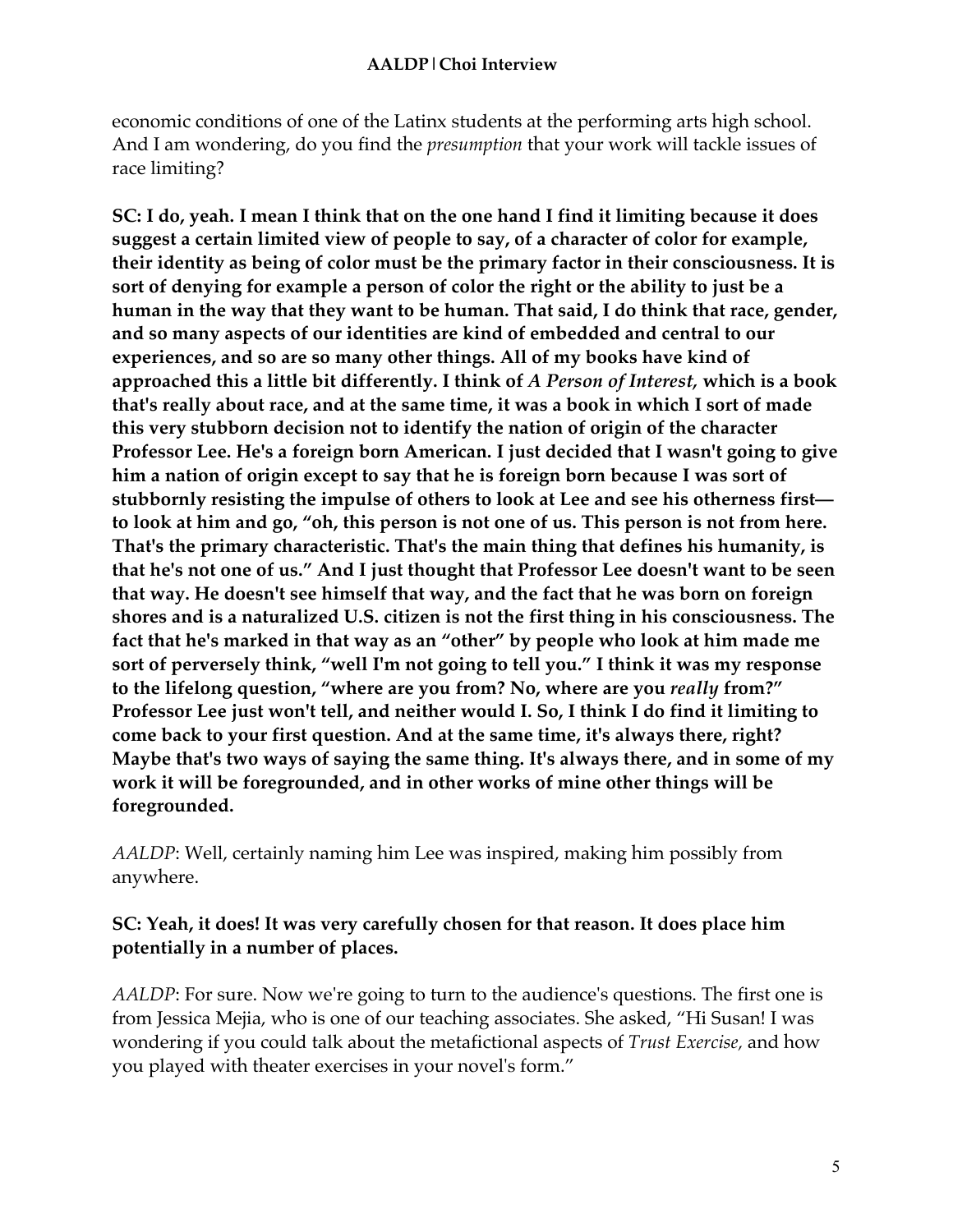economic conditions of one of the Latinx students at the performing arts high school. And I am wondering, do you find the *presumption* that your work will tackle issues of race limiting?

**SC: I do, yeah. I mean I think that on the one hand I find it limiting because it does suggest a certain limited view of people to say, of a character of color for example, their identity as being of color must be the primary factor in their consciousness. It is sort of denying for example a person of color the right or the ability to just be a human in the way that they want to be human. That said, I do think that race, gender, and so many aspects of our identities are kind of embedded and central to our experiences, and so are so many other things. All of my books have kind of approached this a little bit differently. I think of *A Person of Interest,* which is a book that's really about race, and at the same time, it was a book in which I sort of made this very stubborn decision not to identify the nation of origin of the character Professor Lee. He's a foreign born American. I just decided that I wasn't going to give him a nation of origin except to say that he is foreign born because I was sort of stubbornly resisting the impulse of others to look at Lee and see his otherness first—to look at him and go, "oh, this person is not one of us. This person is not from here. That's the primary characteristic. That's the main thing that defines his humanity, is that he's not one of us." And I just thought that Professor Lee doesn't want to be seen that way. He doesn't see himself that way, and the fact that he was born on foreign shores and is a naturalized U.S. citizen is not the first thing in his consciousness. The fact that he's marked in that way as an "other" by people who look at him made me sort of perversely think, "well I'm not going to tell you." I think it was my response to the lifelong question, "where are you from? No, where are you *really* from?" Professor Lee just won't tell, and neither would I. So, I think I do find it limiting to come back to your first question. And at the same time, it's always there, right? Maybe that's two ways of saying the same thing. It's always there, and in some of my work it will be foregrounded, and in other works of mine other things will be foregrounded.**

*AALDP*: Well, certainly naming him Lee was inspired, making him possibly from anywhere.

**SC: Yeah, it does! It was very carefully chosen for that reason. It does place him potentially in a number of places.**

*AALDP*: For sure. Now we're going to turn to the audience's questions. The first one is from Jessica Mejia, who is one of our teaching associates. She asked, "Hi Susan! I was wondering if you could talk about the metafictional aspects of *Trust Exercise,* and how you played with theater exercises in your novel's form."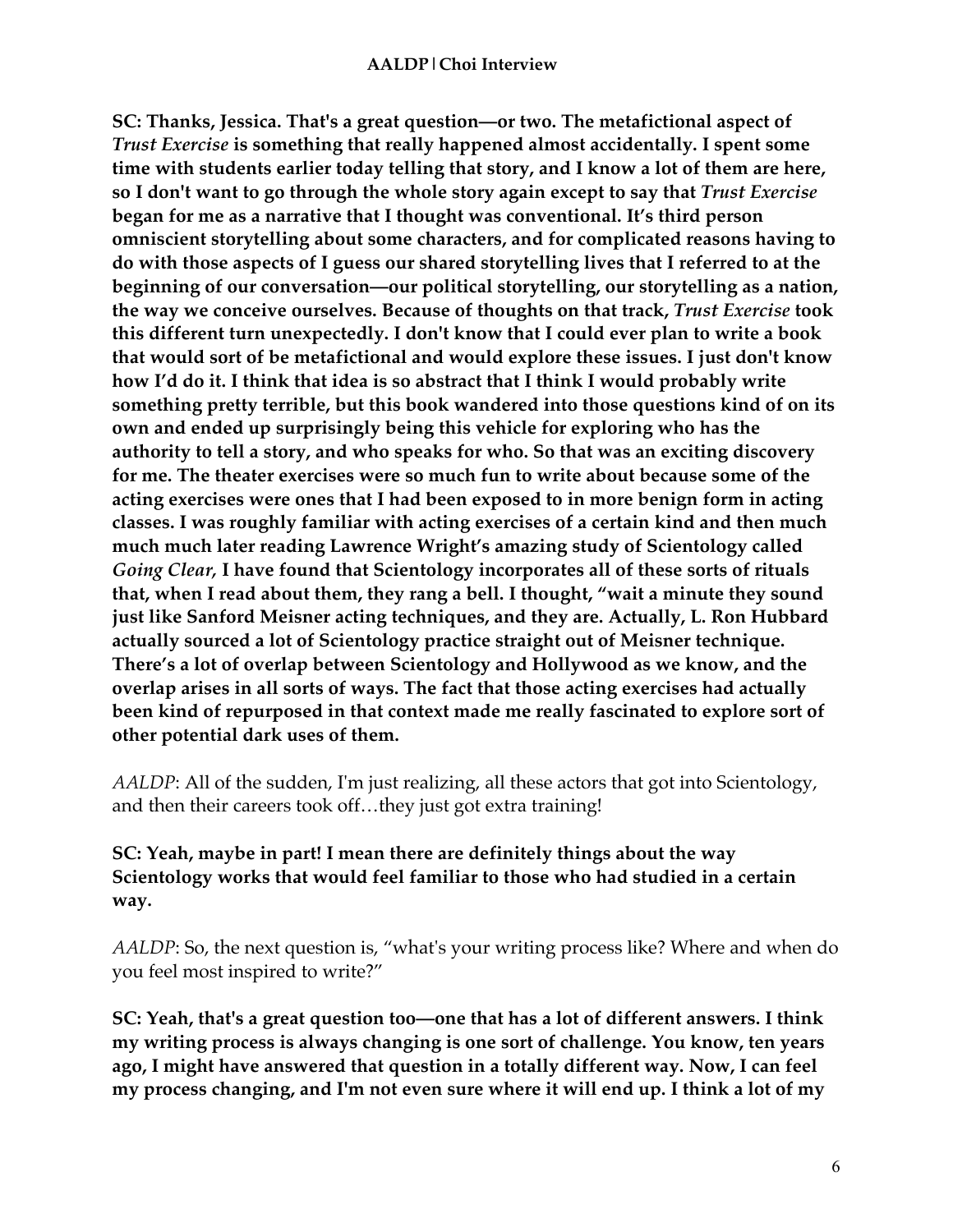**SC: Thanks, Jessica. That's a great question—or two. The metafictional aspect of *Trust Exercise* is something that really happened almost accidentally. I spent some time with students earlier today telling that story, and I know a lot of them are here, so I don't want to go through the whole story again except to say that *Trust Exercise* began for me as a narrative that I thought was conventional. It's third person omniscient storytelling about some characters, and for complicated reasons having to do with those aspects of I guess our shared storytelling lives that I referred to at the beginning of our conversation—our political storytelling, our storytelling as a nation, the way we conceive ourselves. Because of thoughts on that track, *Trust Exercise* took this different turn unexpectedly. I don't know that I could ever plan to write a book that would sort of be metafictional and would explore these issues. I just don't know how I'd do it. I think that idea is so abstract that I think I would probably write something pretty terrible, but this book wandered into those questions kind of on its own and ended up surprisingly being this vehicle for exploring who has the authority to tell a story, and who speaks for who. So that was an exciting discovery for me. The theater exercises were so much fun to write about because some of the acting exercises were ones that I had been exposed to in more benign form in acting classes. I was roughly familiar with acting exercises of a certain kind and then much much much later reading Lawrence Wright's amazing study of Scientology called *Going Clear*, I have found that Scientology incorporates all of these sorts of rituals that, when I read about them, they rang a bell. I thought, "wait a minute they sound just like Sanford Meisner acting techniques, and they are. Actually, L. Ron Hubbard actually sourced a lot of Scientology practice straight out of Meisner technique. There's a lot of overlap between Scientology and Hollywood as we know, and the overlap arises in all sorts of ways. The fact that those acting exercises had actually been kind of repurposed in that context made me really fascinated to explore sort of other potential dark uses of them.**

*AALDP*: All of the sudden, I'm just realizing, all these actors that got into Scientology, and then their careers took off…they just got extra training!

**SC: Yeah, maybe in part! I mean there are definitely things about the way Scientology works that would feel familiar to those who had studied in a certain way.**

*AALDP*: So, the next question is, "what's your writing process like? Where and when do you feel most inspired to write?"

**SC: Yeah, that's a great question too—one that has a lot of different answers. I think my writing process is always changing is one sort of challenge. You know, ten years ago, I might have answered that question in a totally different way. Now, I can feel my process changing, and I'm not even sure where it will end up. I think a lot of my**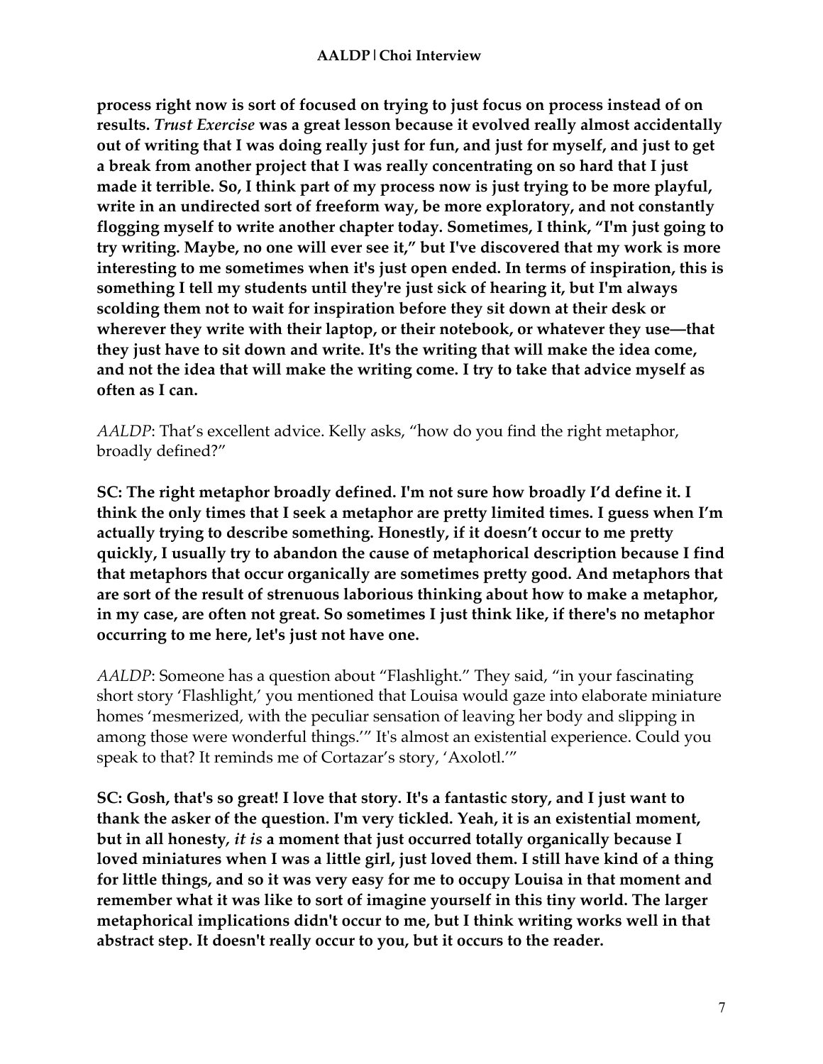**process right now is sort of focused on trying to just focus on process instead of on results. *Trust Exercise* was a great lesson because it evolved really almost accidentally out of writing that I was doing really just for fun, and just for myself, and just to get a break from another project that I was really concentrating on so hard that I just made it terrible. So, I think part of my process now is just trying to be more playful, write in an undirected sort of freeform way, be more exploratory, and not constantly flogging myself to write another chapter today. Sometimes, I think, "I'm just going to try writing. Maybe, no one will ever see it," but I've discovered that my work is more interesting to me sometimes when it's just open ended. In terms of inspiration, this is something I tell my students until they're just sick of hearing it, but I'm always scolding them not to wait for inspiration before they sit down at their desk or wherever they write with their laptop, or their notebook, or whatever they use—that they just have to sit down and write. It's the writing that will make the idea come, and not the idea that will make the writing come. I try to take that advice myself as often as I can.**

*AALDP*: That's excellent advice. Kelly asks, "how do you find the right metaphor, broadly defined?"

**SC: The right metaphor broadly defined. I'm not sure how broadly I'd define it. I think the only times that I seek a metaphor are pretty limited times. I guess when I'm actually trying to describe something. Honestly, if it doesn't occur to me pretty quickly, I usually try to abandon the cause of metaphorical description because I find that metaphors that occur organically are sometimes pretty good. And metaphors that are sort of the result of strenuous laborious thinking about how to make a metaphor, in my case, are often not great. So sometimes I just think like, if there's no metaphor occurring to me here, let's just not have one.**

*AALDP*: Someone has a question about "Flashlight." They said, "in your fascinating short story 'Flashlight,' you mentioned that Louisa would gaze into elaborate miniature homes 'mesmerized, with the peculiar sensation of leaving her body and slipping in among those were wonderful things.'" It's almost an existential experience. Could you speak to that? It reminds me of Cortazar's story, 'Axolotl.'"

**SC: Gosh, that's so great! I love that story. It's a fantastic story, and I just want to thank the asker of the question. I'm very tickled. Yeah, it is an existential moment, but in all honesty, *it is* a moment that just occurred totally organically because I loved miniatures when I was a little girl, just loved them. I still have kind of a thing for little things, and so it was very easy for me to occupy Louisa in that moment and remember what it was like to sort of imagine yourself in this tiny world. The larger metaphorical implications didn't occur to me, but I think writing works well in that abstract step. It doesn't really occur to you, but it occurs to the reader.**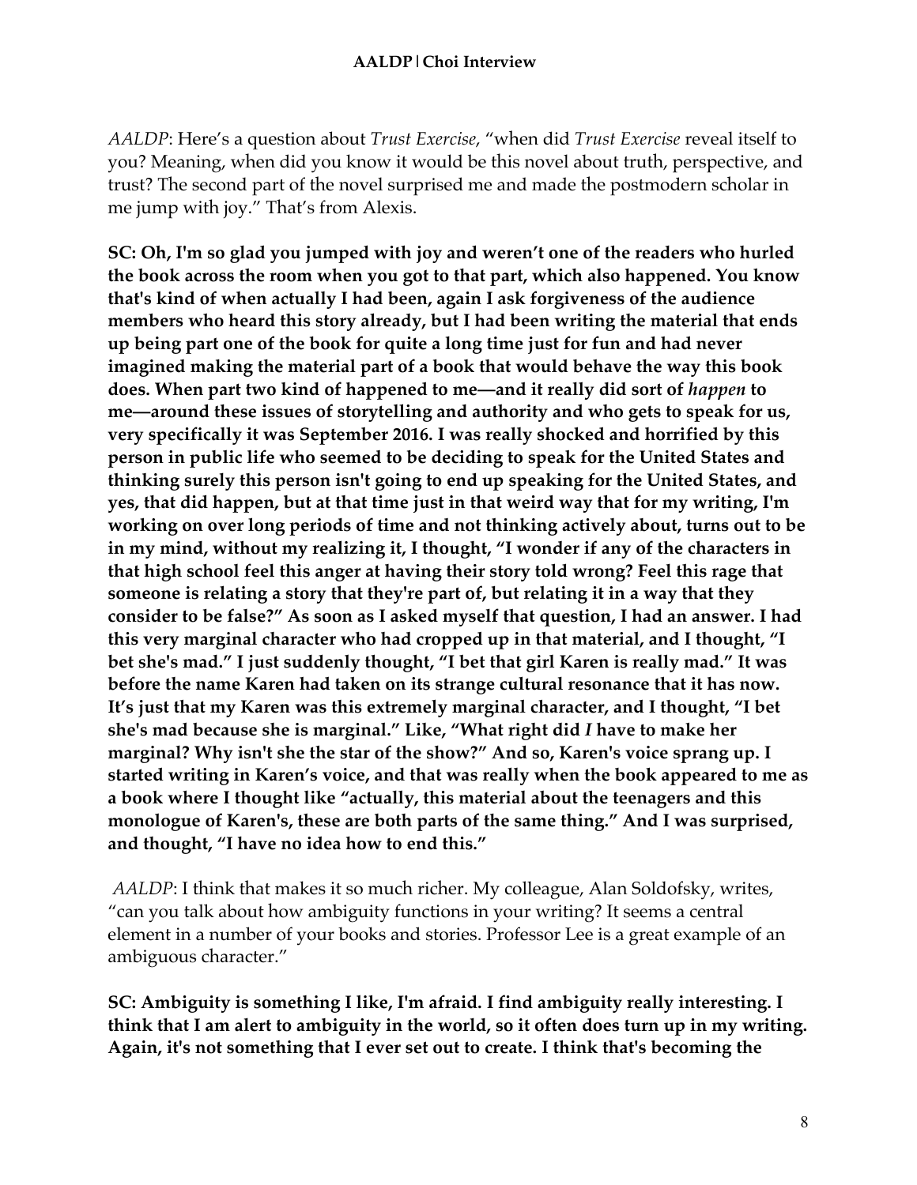*AALDP*: Here's a question about *Trust Exercise*, "when did *Trust Exercise* reveal itself to you? Meaning, when did you know it would be this novel about truth, perspective, and trust? The second part of the novel surprised me and made the postmodern scholar in me jump with joy." That's from Alexis.

**SC: Oh, I'm so glad you jumped with joy and weren't one of the readers who hurled the book across the room when you got to that part, which also happened. You know that's kind of when actually I had been, again I ask forgiveness of the audience members who heard this story already, but I had been writing the material that ends up being part one of the book for quite a long time just for fun and had never imagined making the material part of a book that would behave the way this book does. When part two kind of happened to me—and it really did sort of *happen* to me—around these issues of storytelling and authority and who gets to speak for us, very specifically it was September 2016. I was really shocked and horrified by this person in public life who seemed to be deciding to speak for the United States and thinking surely this person isn't going to end up speaking for the United States, and yes, that did happen, but at that time just in that weird way that for my writing, I'm working on over long periods of time and not thinking actively about, turns out to be in my mind, without my realizing it, I thought, "I wonder if any of the characters in that high school feel this anger at having their story told wrong? Feel this rage that someone is relating a story that they're part of, but relating it in a way that they consider to be false?" As soon as I asked myself that question, I had an answer. I had this very marginal character who had cropped up in that material, and I thought, "I bet she's mad." I just suddenly thought, "I bet that girl Karen is really mad." It was before the name Karen had taken on its strange cultural resonance that it has now. It's just that my Karen was this extremely marginal character, and I thought, "I bet she's mad because she is marginal." Like, "What right did *I* have to make her marginal? Why isn't she the star of the show?" And so, Karen's voice sprang up. I started writing in Karen's voice, and that was really when the book appeared to me as a book where I thought like "actually, this material about the teenagers and this monologue of Karen's, these are both parts of the same thing." And I was surprised, and thought, "I have no idea how to end this."**

*AALDP*: I think that makes it so much richer. My colleague, Alan Soldofsky, writes, "can you talk about how ambiguity functions in your writing? It seems a central element in a number of your books and stories. Professor Lee is a great example of an ambiguous character."

**SC: Ambiguity is something I like, I'm afraid. I find ambiguity really interesting. I think that I am alert to ambiguity in the world, so it often does turn up in my writing. Again, it's not something that I ever set out to create. I think that's becoming the**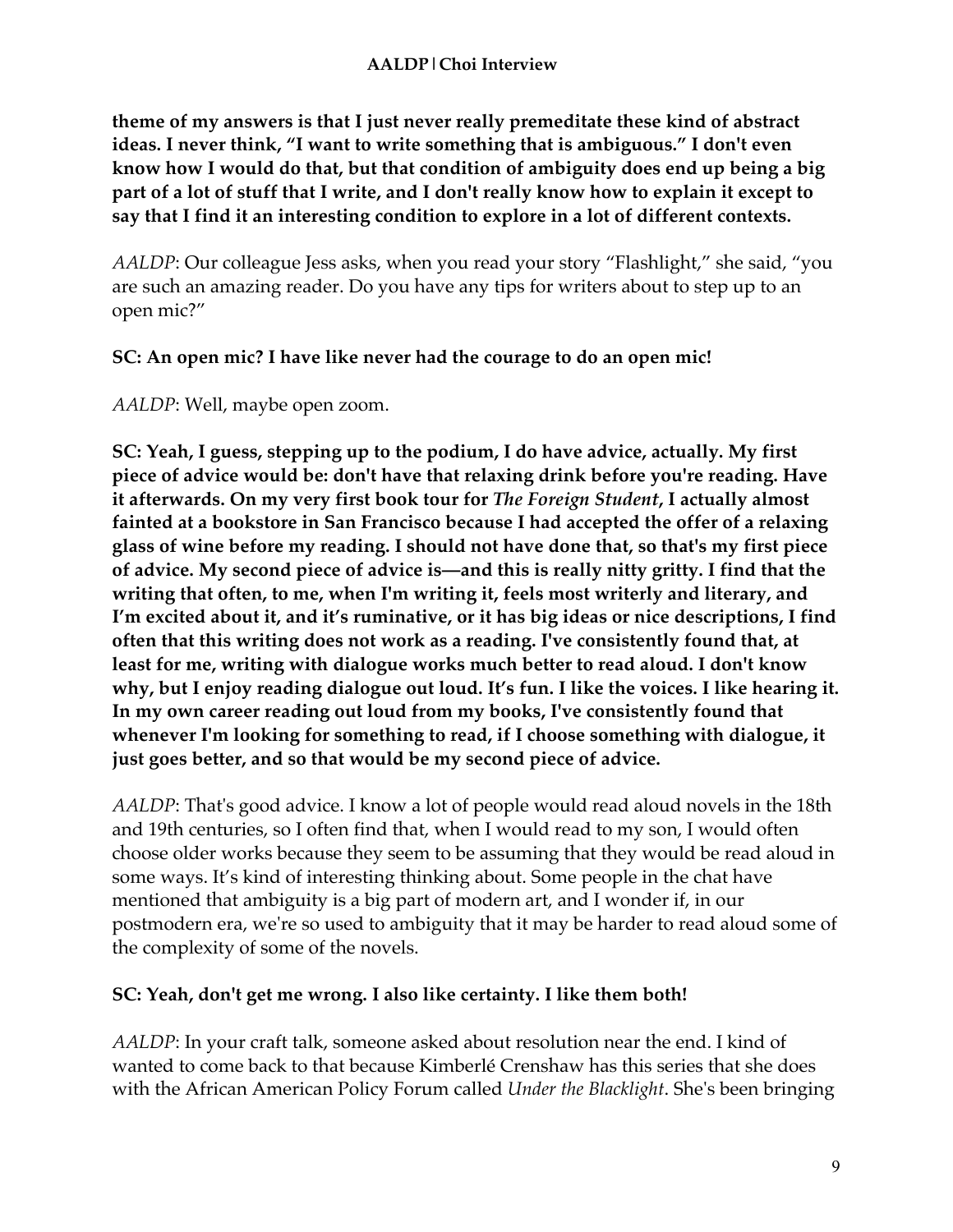**theme of my answers is that I just never really premeditate these kind of abstract ideas. I never think, "I want to write something that is ambiguous." I don't even know how I would do that, but that condition of ambiguity does end up being a big part of a lot of stuff that I write, and I don't really know how to explain it except to say that I find it an interesting condition to explore in a lot of different contexts.**

*AALDP*: Our colleague Jess asks, when you read your story "Flashlight," she said, "you are such an amazing reader. Do you have any tips for writers about to step up to an open mic?"

**SC: An open mic? I have like never had the courage to do an open mic!**

*AALDP*: Well, maybe open zoom.

**SC: Yeah, I guess, stepping up to the podium, I do have advice, actually. My first piece of advice would be: don't have that relaxing drink before you're reading. Have it afterwards. On my very first book tour for *The Foreign Student*, I actually almost fainted at a bookstore in San Francisco because I had accepted the offer of a relaxing glass of wine before my reading. I should not have done that, so that's my first piece of advice. My second piece of advice is—and this is really nitty gritty. I find that the writing that often, to me, when I'm writing it, feels most writerly and literary, and I'm excited about it, and it's ruminative, or it has big ideas or nice descriptions, I find often that this writing does not work as a reading. I've consistently found that, at least for me, writing with dialogue works much better to read aloud. I don't know why, but I enjoy reading dialogue out loud. It's fun. I like the voices. I like hearing it. In my own career reading out loud from my books, I've consistently found that whenever I'm looking for something to read, if I choose something with dialogue, it just goes better, and so that would be my second piece of advice.**

*AALDP*: That's good advice. I know a lot of people would read aloud novels in the 18th and 19th centuries, so I often find that, when I would read to my son, I would often choose older works because they seem to be assuming that they would be read aloud in some ways. It's kind of interesting thinking about. Some people in the chat have mentioned that ambiguity is a big part of modern art, and I wonder if, in our postmodern era, we're so used to ambiguity that it may be harder to read aloud some of the complexity of some of the novels.

**SC: Yeah, don't get me wrong. I also like certainty. I like them both!**

*AALDP*: In your craft talk, someone asked about resolution near the end. I kind of wanted to come back to that because Kimberlé Crenshaw has this series that she does with the African American Policy Forum called *Under the Blacklight*. She's been bringing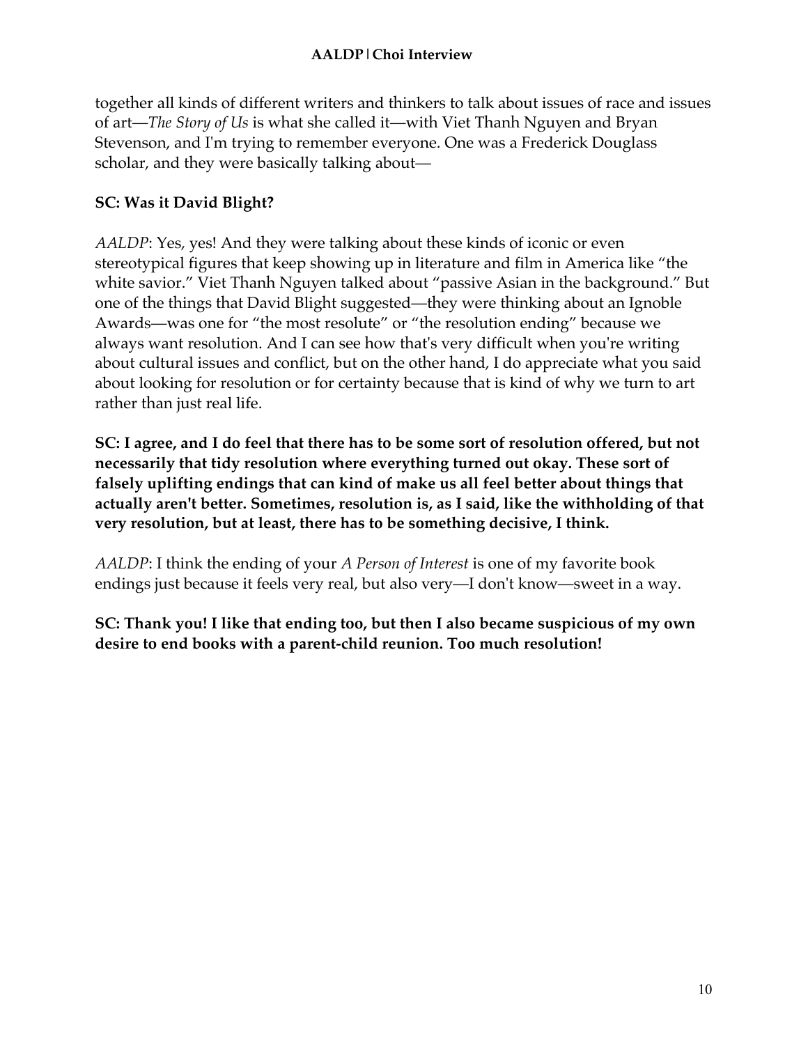together all kinds of different writers and thinkers to talk about issues of race and issues of art—*The Story of Us* is what she called it—with Viet Thanh Nguyen and Bryan Stevenson, and I'm trying to remember everyone. One was a Frederick Douglass scholar, and they were basically talking about—

**SC: Was it David Blight?**

*AALDP*: Yes, yes! And they were talking about these kinds of iconic or even stereotypical figures that keep showing up in literature and film in America like "the white savior." Viet Thanh Nguyen talked about "passive Asian in the background." But one of the things that David Blight suggested—they were thinking about an Ignoble Awards—was one for "the most resolute" or "the resolution ending" because we always want resolution. And I can see how that's very difficult when you're writing about cultural issues and conflict, but on the other hand, I do appreciate what you said about looking for resolution or for certainty because that is kind of why we turn to art rather than just real life.

**SC: I agree, and I do feel that there has to be some sort of resolution offered, but not necessarily that tidy resolution where everything turned out okay. These sort of falsely uplifting endings that can kind of make us all feel better about things that actually aren't better. Sometimes, resolution is, as I said, like the withholding of that very resolution, but at least, there has to be something decisive, I think.**

*AALDP*: I think the ending of your *A Person of Interest* is one of my favorite book endings just because it feels very real, but also very—I don't know—sweet in a way.

**SC: Thank you! I like that ending too, but then I also became suspicious of my own desire to end books with a parent-child reunion. Too much resolution!**